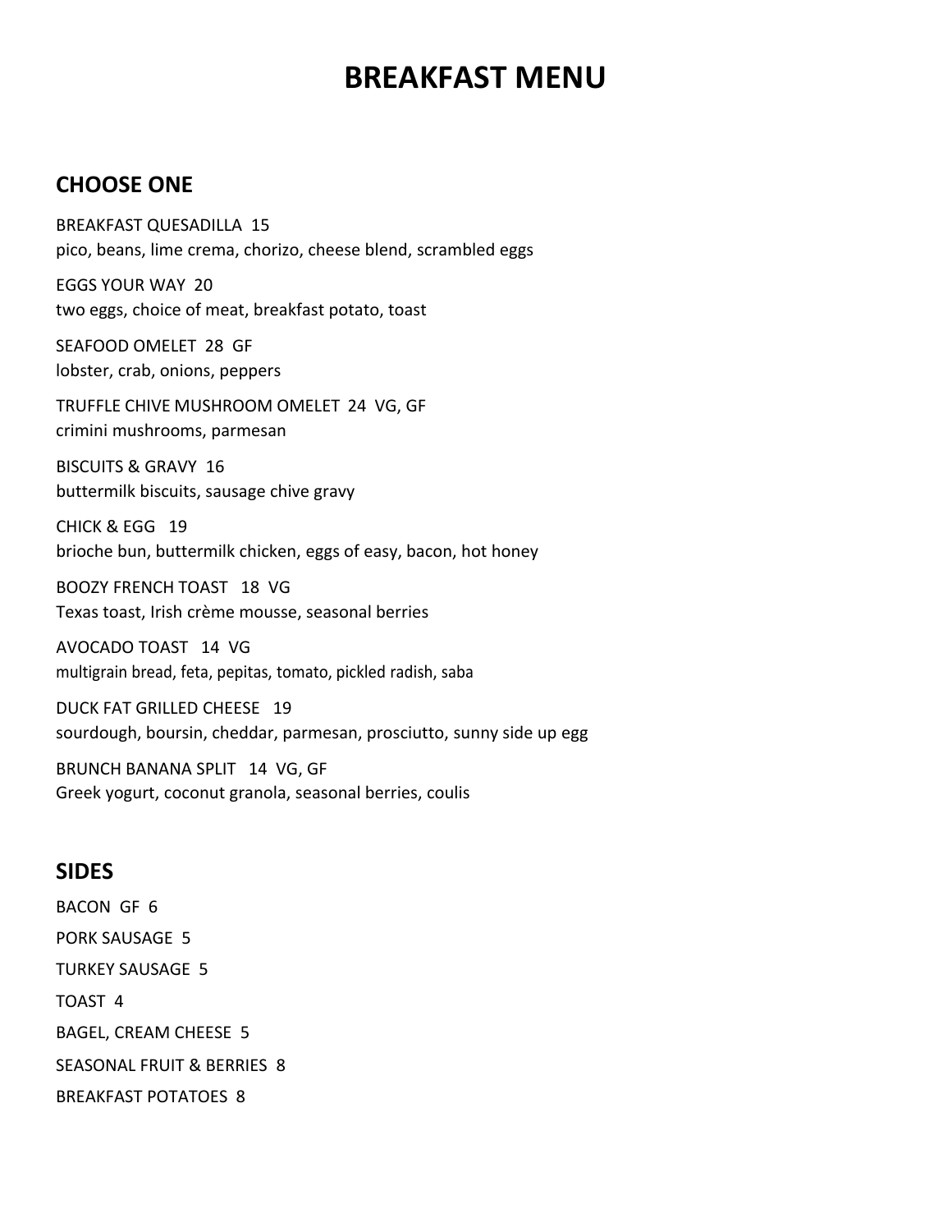# BREAKFAST MENU

## CHOOSE ONE

BREAKFAST QUESADILLA 15
pico, beans, lime crema, chorizo, cheese blend, scrambled eggs

EGGS YOUR WAY 20
two eggs, choice of meat, breakfast potato, toast

SEAFOOD OMELET 28 GF
lobster, crab, onions, peppers

TRUFFLE CHIVE MUSHROOM OMELET 24 VG, GF
crimini mushrooms, parmesan

BISCUITS & GRAVY 16
buttermilk biscuits, sausage chive gravy

CHICK & EGG 19
brioche bun, buttermilk chicken, eggs of easy, bacon, hot honey

BOOZY FRENCH TOAST 18 VG
Texas toast, Irish crème mousse, seasonal berries

AVOCADO TOAST 14 VG
multigrain bread, feta, pepitas, tomato, pickled radish, saba

DUCK FAT GRILLED CHEESE 19
sourdough, boursin, cheddar, parmesan, prosciutto, sunny side up egg

BRUNCH BANANA SPLIT 14 VG, GF
Greek yogurt, coconut granola, seasonal berries, coulis

## SIDES

BACON GF 6

PORK SAUSAGE 5

TURKEY SAUSAGE 5

TOAST 4

BAGEL, CREAM CHEESE 5

SEASONAL FRUIT & BERRIES 8

BREAKFAST POTATOES 8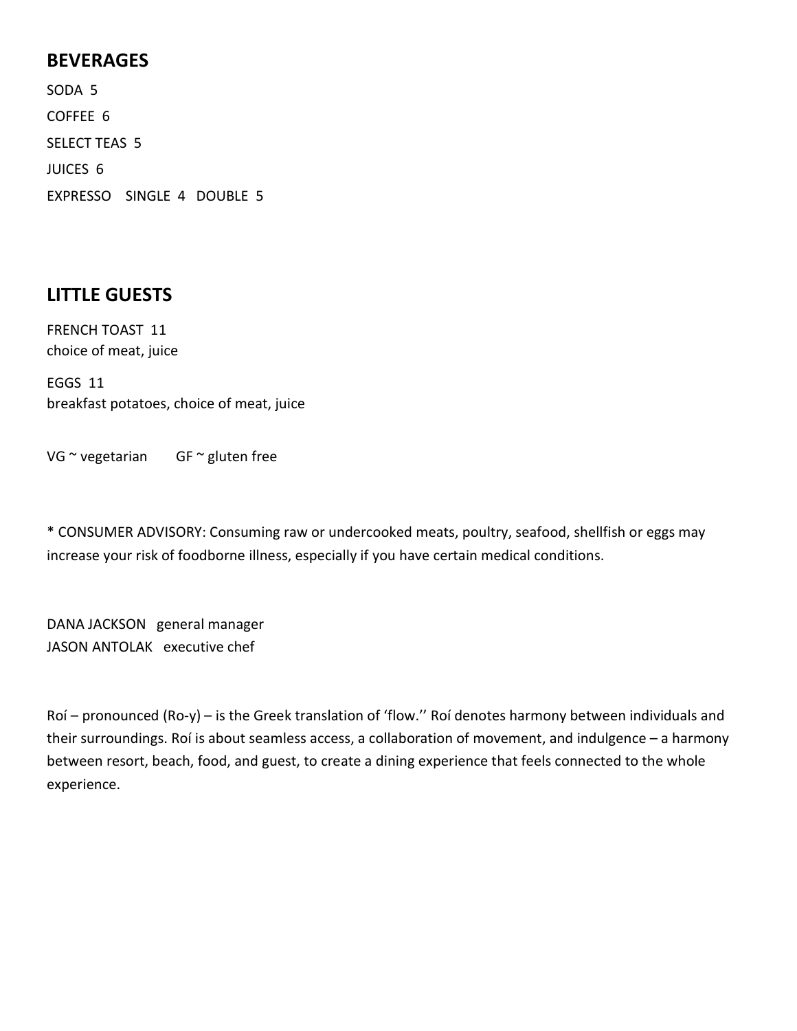## BEVERAGES

SODA 5

COFFEE 6

SELECT TEAS 5

JUICES 6

EXPRESSO SINGLE 4 DOUBLE 5

## LITTLE GUESTS

FRENCH TOAST 11
choice of meat, juice

EGGS 11
breakfast potatoes, choice of meat, juice

VG ~ vegetarian GF ~ gluten free

* CONSUMER ADVISORY: Consuming raw or undercooked meats, poultry, seafood, shellfish or eggs may increase your risk of foodborne illness, especially if you have certain medical conditions.

DANA JACKSON general manager
JASON ANTOLAK executive chef

Roí – pronounced (Ro-y) – is the Greek translation of 'flow.'' Roí denotes harmony between individuals and their surroundings. Roí is about seamless access, a collaboration of movement, and indulgence – a harmony between resort, beach, food, and guest, to create a dining experience that feels connected to the whole experience.